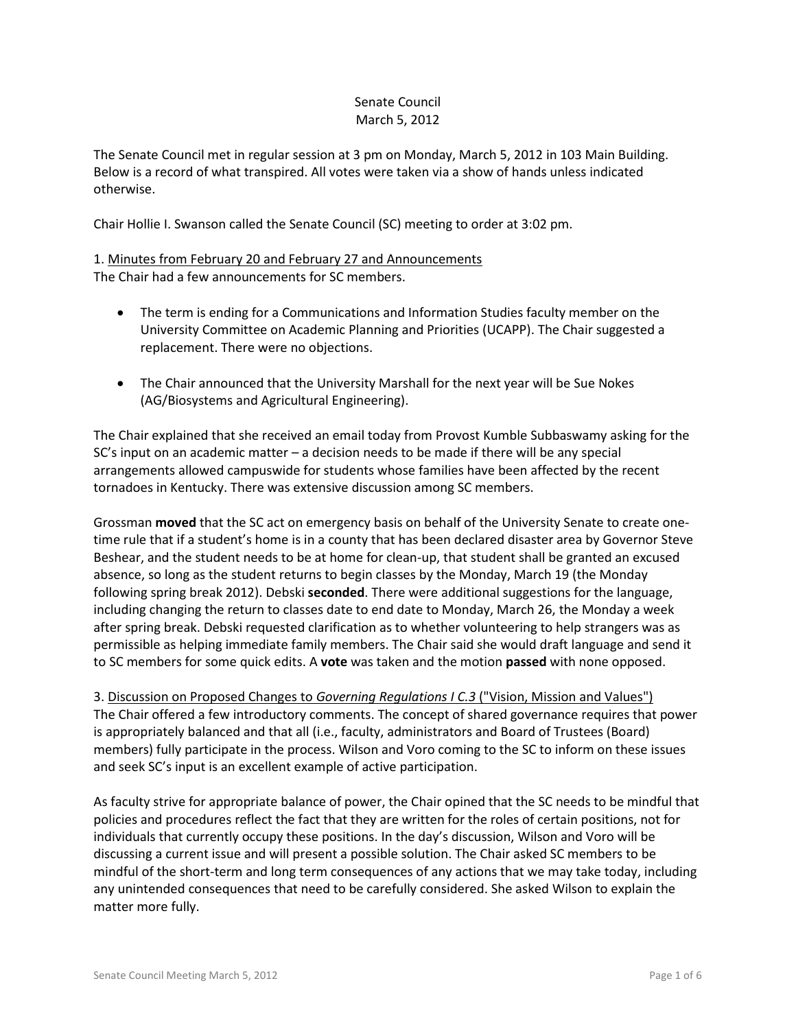Senate Council
March 5, 2012

The Senate Council met in regular session at 3 pm on Monday, March 5, 2012 in 103 Main Building. Below is a record of what transpired. All votes were taken via a show of hands unless indicated otherwise.

Chair Hollie I. Swanson called the Senate Council (SC) meeting to order at 3:02 pm.

1. Minutes from February 20 and February 27 and Announcements
The Chair had a few announcements for SC members.

- The term is ending for a Communications and Information Studies faculty member on the University Committee on Academic Planning and Priorities (UCAPP). The Chair suggested a replacement. There were no objections.

- The Chair announced that the University Marshall for the next year will be Sue Nokes (AG/Biosystems and Agricultural Engineering).

The Chair explained that she received an email today from Provost Kumble Subbaswamy asking for the SC's input on an academic matter – a decision needs to be made if there will be any special arrangements allowed campuswide for students whose families have been affected by the recent tornadoes in Kentucky. There was extensive discussion among SC members.

Grossman **moved** that the SC act on emergency basis on behalf of the University Senate to create one-time rule that if a student's home is in a county that has been declared disaster area by Governor Steve Beshear, and the student needs to be at home for clean-up, that student shall be granted an excused absence, so long as the student returns to begin classes by the Monday, March 19 (the Monday following spring break 2012). Debski **seconded**. There were additional suggestions for the language, including changing the return to classes date to end date to Monday, March 26, the Monday a week after spring break. Debski requested clarification as to whether volunteering to help strangers was as permissible as helping immediate family members. The Chair said she would draft language and send it to SC members for some quick edits. A **vote** was taken and the motion **passed** with none opposed.

3. Discussion on Proposed Changes to *Governing Regulations I C.3* ("Vision, Mission and Values")
The Chair offered a few introductory comments. The concept of shared governance requires that power is appropriately balanced and that all (i.e., faculty, administrators and Board of Trustees (Board) members) fully participate in the process. Wilson and Voro coming to the SC to inform on these issues and seek SC's input is an excellent example of active participation.

As faculty strive for appropriate balance of power, the Chair opined that the SC needs to be mindful that policies and procedures reflect the fact that they are written for the roles of certain positions, not for individuals that currently occupy these positions. In the day's discussion, Wilson and Voro will be discussing a current issue and will present a possible solution. The Chair asked SC members to be mindful of the short-term and long term consequences of any actions that we may take today, including any unintended consequences that need to be carefully considered. She asked Wilson to explain the matter more fully.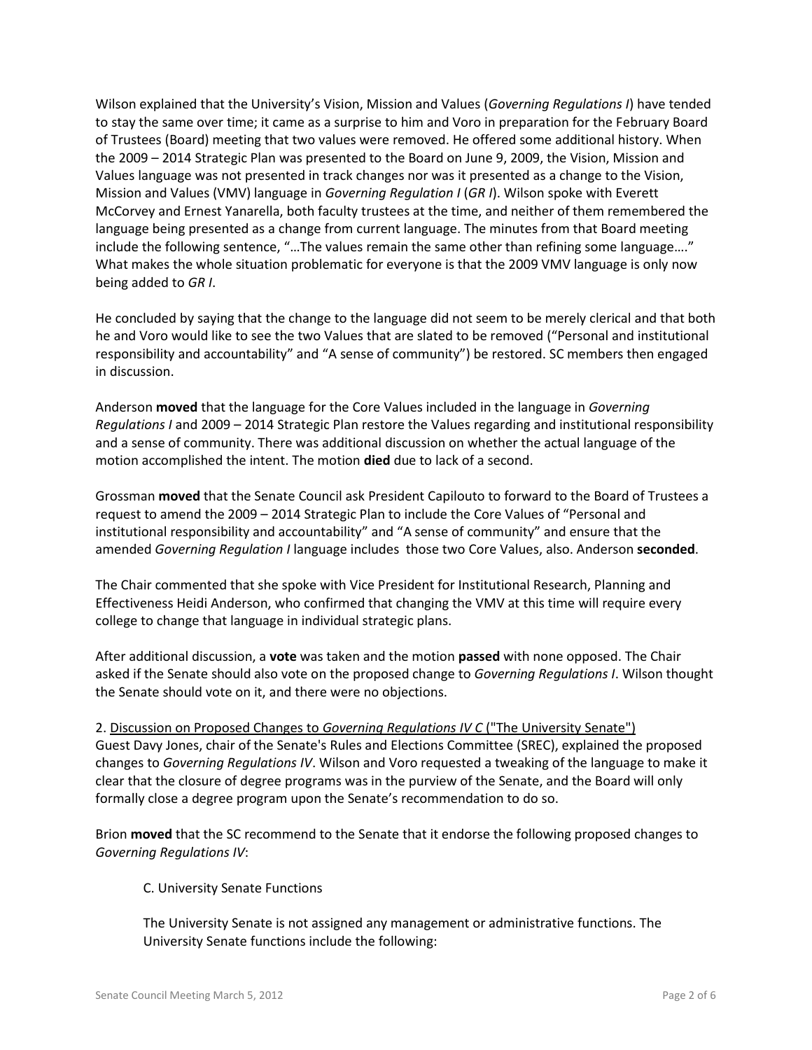Wilson explained that the University's Vision, Mission and Values (*Governing Regulations I*) have tended to stay the same over time; it came as a surprise to him and Voro in preparation for the February Board of Trustees (Board) meeting that two values were removed. He offered some additional history. When the 2009 – 2014 Strategic Plan was presented to the Board on June 9, 2009, the Vision, Mission and Values language was not presented in track changes nor was it presented as a change to the Vision, Mission and Values (VMV) language in *Governing Regulation I* (*GR I*). Wilson spoke with Everett McCorvey and Ernest Yanarella, both faculty trustees at the time, and neither of them remembered the language being presented as a change from current language. The minutes from that Board meeting include the following sentence, "…The values remain the same other than refining some language…." What makes the whole situation problematic for everyone is that the 2009 VMV language is only now being added to *GR I*.

He concluded by saying that the change to the language did not seem to be merely clerical and that both he and Voro would like to see the two Values that are slated to be removed ("Personal and institutional responsibility and accountability" and "A sense of community") be restored. SC members then engaged in discussion.

Anderson **moved** that the language for the Core Values included in the language in *Governing Regulations I* and 2009 – 2014 Strategic Plan restore the Values regarding and institutional responsibility and a sense of community. There was additional discussion on whether the actual language of the motion accomplished the intent. The motion **died** due to lack of a second.

Grossman **moved** that the Senate Council ask President Capilouto to forward to the Board of Trustees a request to amend the 2009 – 2014 Strategic Plan to include the Core Values of "Personal and institutional responsibility and accountability" and "A sense of community" and ensure that the amended *Governing Regulation I* language includes those two Core Values, also. Anderson **seconded**.

The Chair commented that she spoke with Vice President for Institutional Research, Planning and Effectiveness Heidi Anderson, who confirmed that changing the VMV at this time will require every college to change that language in individual strategic plans.

After additional discussion, a **vote** was taken and the motion **passed** with none opposed. The Chair asked if the Senate should also vote on the proposed change to *Governing Regulations I*. Wilson thought the Senate should vote on it, and there were no objections.

2. Discussion on Proposed Changes to *Governing Regulations IV C* ("The University Senate")
Guest Davy Jones, chair of the Senate's Rules and Elections Committee (SREC), explained the proposed changes to *Governing Regulations IV*. Wilson and Voro requested a tweaking of the language to make it clear that the closure of degree programs was in the purview of the Senate, and the Board will only formally close a degree program upon the Senate's recommendation to do so.

Brion **moved** that the SC recommend to the Senate that it endorse the following proposed changes to *Governing Regulations IV*:

> C. University Senate Functions
>
> The University Senate is not assigned any management or administrative functions. The University Senate functions include the following: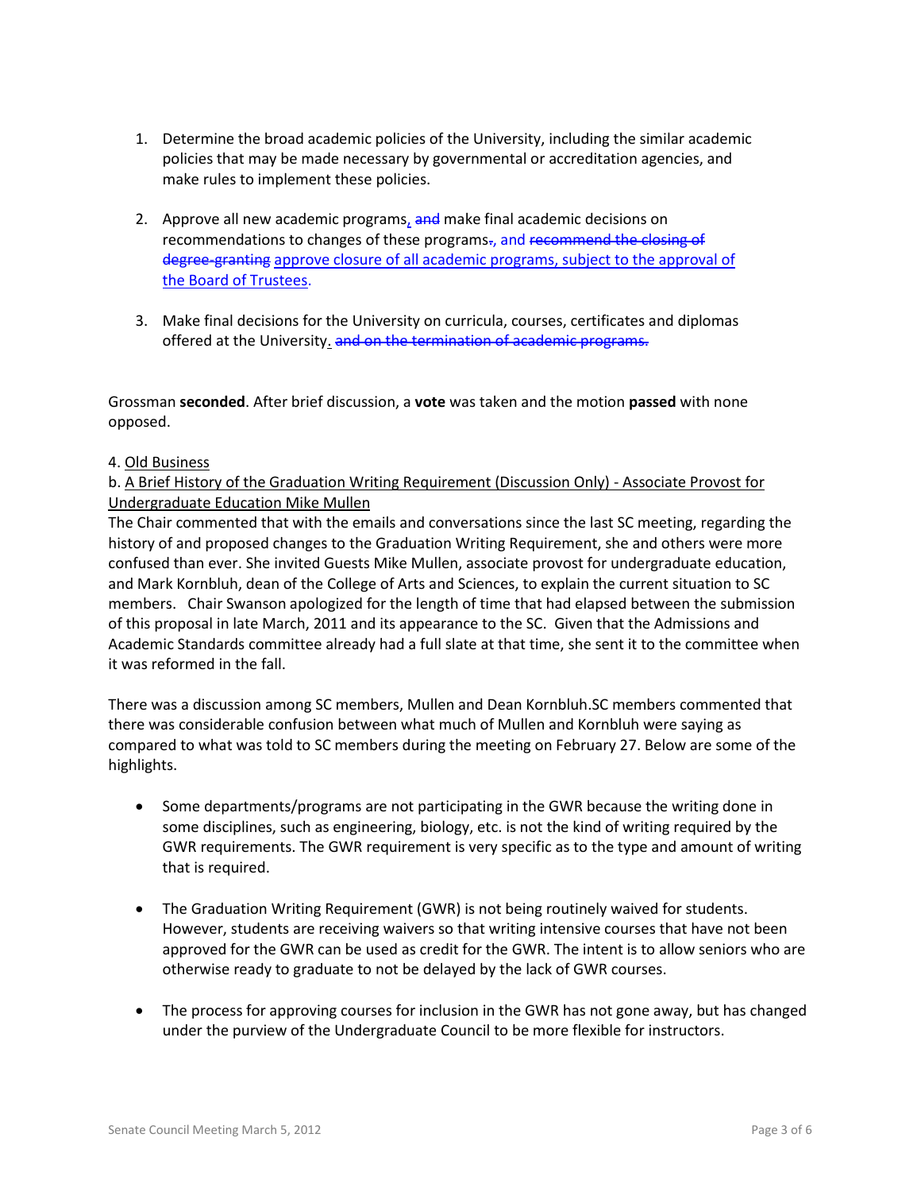1. Determine the broad academic policies of the University, including the similar academic policies that may be made necessary by governmental or accreditation agencies, and make rules to implement these policies.

2. Approve all new academic programs, ~~and~~ make final academic decisions on recommendations to changes of these programs~~.~~, and ~~recommend the closing of degree-granting~~ approve closure of all academic programs, subject to the approval of the Board of Trustees.

3. Make final decisions for the University on curricula, courses, certificates and diplomas offered at the University. ~~and on the termination of academic programs.~~

Grossman **seconded**. After brief discussion, a **vote** was taken and the motion **passed** with none opposed.

4. Old Business

b. A Brief History of the Graduation Writing Requirement (Discussion Only) - Associate Provost for Undergraduate Education Mike Mullen

The Chair commented that with the emails and conversations since the last SC meeting, regarding the history of and proposed changes to the Graduation Writing Requirement, she and others were more confused than ever. She invited Guests Mike Mullen, associate provost for undergraduate education, and Mark Kornbluh, dean of the College of Arts and Sciences, to explain the current situation to SC members. Chair Swanson apologized for the length of time that had elapsed between the submission of this proposal in late March, 2011 and its appearance to the SC. Given that the Admissions and Academic Standards committee already had a full slate at that time, she sent it to the committee when it was reformed in the fall.

There was a discussion among SC members, Mullen and Dean Kornbluh.SC members commented that there was considerable confusion between what much of Mullen and Kornbluh were saying as compared to what was told to SC members during the meeting on February 27. Below are some of the highlights.

- Some departments/programs are not participating in the GWR because the writing done in some disciplines, such as engineering, biology, etc. is not the kind of writing required by the GWR requirements. The GWR requirement is very specific as to the type and amount of writing that is required.

- The Graduation Writing Requirement (GWR) is not being routinely waived for students. However, students are receiving waivers so that writing intensive courses that have not been approved for the GWR can be used as credit for the GWR. The intent is to allow seniors who are otherwise ready to graduate to not be delayed by the lack of GWR courses.

- The process for approving courses for inclusion in the GWR has not gone away, but has changed under the purview of the Undergraduate Council to be more flexible for instructors.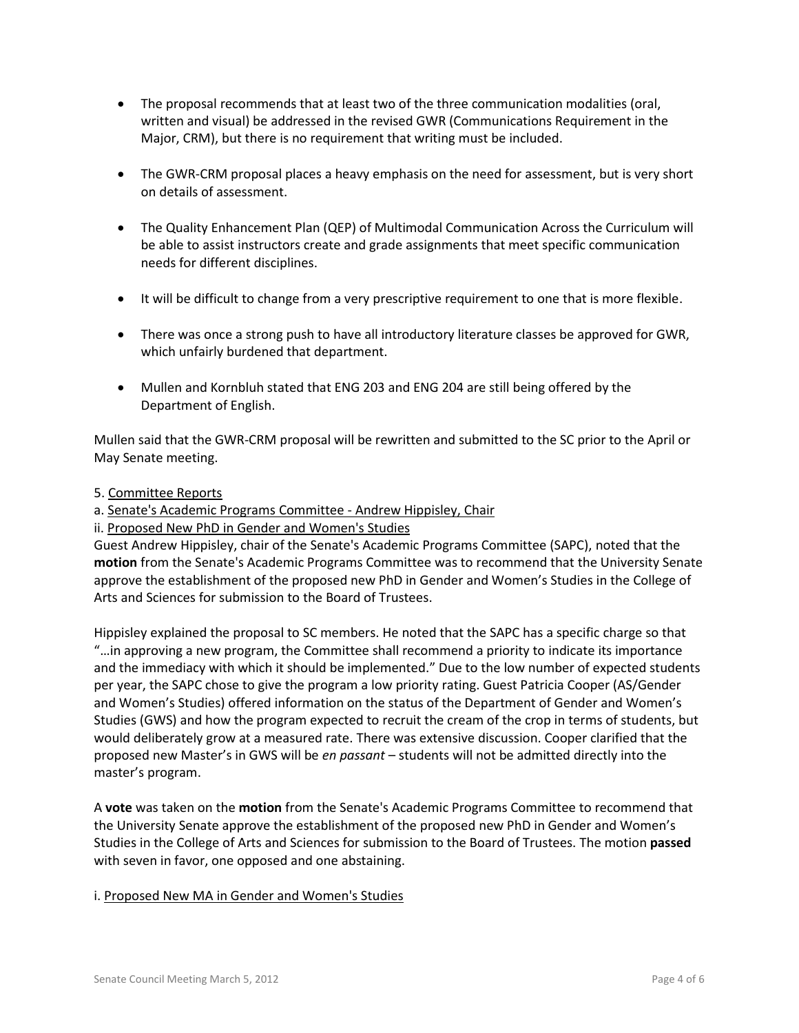- The proposal recommends that at least two of the three communication modalities (oral, written and visual) be addressed in the revised GWR (Communications Requirement in the Major, CRM), but there is no requirement that writing must be included.

- The GWR-CRM proposal places a heavy emphasis on the need for assessment, but is very short on details of assessment.

- The Quality Enhancement Plan (QEP) of Multimodal Communication Across the Curriculum will be able to assist instructors create and grade assignments that meet specific communication needs for different disciplines.

- It will be difficult to change from a very prescriptive requirement to one that is more flexible.

- There was once a strong push to have all introductory literature classes be approved for GWR, which unfairly burdened that department.

- Mullen and Kornbluh stated that ENG 203 and ENG 204 are still being offered by the Department of English.

Mullen said that the GWR-CRM proposal will be rewritten and submitted to the SC prior to the April or May Senate meeting.

5. Committee Reports

a. Senate's Academic Programs Committee - Andrew Hippisley, Chair

ii. Proposed New PhD in Gender and Women's Studies

Guest Andrew Hippisley, chair of the Senate's Academic Programs Committee (SAPC), noted that the **motion** from the Senate's Academic Programs Committee was to recommend that the University Senate approve the establishment of the proposed new PhD in Gender and Women's Studies in the College of Arts and Sciences for submission to the Board of Trustees.

Hippisley explained the proposal to SC members. He noted that the SAPC has a specific charge so that "…in approving a new program, the Committee shall recommend a priority to indicate its importance and the immediacy with which it should be implemented." Due to the low number of expected students per year, the SAPC chose to give the program a low priority rating. Guest Patricia Cooper (AS/Gender and Women's Studies) offered information on the status of the Department of Gender and Women's Studies (GWS) and how the program expected to recruit the cream of the crop in terms of students, but would deliberately grow at a measured rate. There was extensive discussion. Cooper clarified that the proposed new Master's in GWS will be *en passant* – students will not be admitted directly into the master's program.

A **vote** was taken on the **motion** from the Senate's Academic Programs Committee to recommend that the University Senate approve the establishment of the proposed new PhD in Gender and Women's Studies in the College of Arts and Sciences for submission to the Board of Trustees. The motion **passed** with seven in favor, one opposed and one abstaining.

i. Proposed New MA in Gender and Women's Studies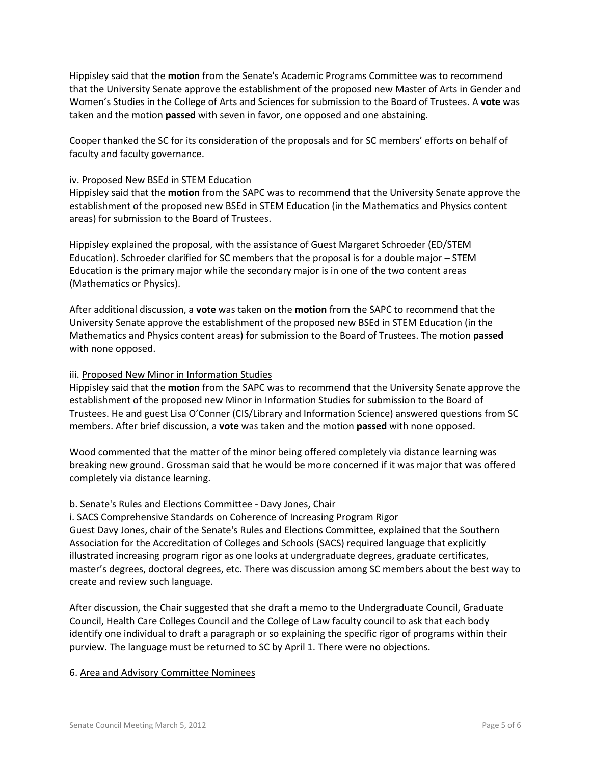Hippisley said that the **motion** from the Senate's Academic Programs Committee was to recommend that the University Senate approve the establishment of the proposed new Master of Arts in Gender and Women's Studies in the College of Arts and Sciences for submission to the Board of Trustees. A **vote** was taken and the motion **passed** with seven in favor, one opposed and one abstaining.

Cooper thanked the SC for its consideration of the proposals and for SC members' efforts on behalf of faculty and faculty governance.

iv. Proposed New BSEd in STEM Education

Hippisley said that the **motion** from the SAPC was to recommend that the University Senate approve the establishment of the proposed new BSEd in STEM Education (in the Mathematics and Physics content areas) for submission to the Board of Trustees.

Hippisley explained the proposal, with the assistance of Guest Margaret Schroeder (ED/STEM Education). Schroeder clarified for SC members that the proposal is for a double major – STEM Education is the primary major while the secondary major is in one of the two content areas (Mathematics or Physics).

After additional discussion, a **vote** was taken on the **motion** from the SAPC to recommend that the University Senate approve the establishment of the proposed new BSEd in STEM Education (in the Mathematics and Physics content areas) for submission to the Board of Trustees. The motion **passed** with none opposed.

iii. Proposed New Minor in Information Studies

Hippisley said that the **motion** from the SAPC was to recommend that the University Senate approve the establishment of the proposed new Minor in Information Studies for submission to the Board of Trustees. He and guest Lisa O'Conner (CIS/Library and Information Science) answered questions from SC members. After brief discussion, a **vote** was taken and the motion **passed** with none opposed.

Wood commented that the matter of the minor being offered completely via distance learning was breaking new ground. Grossman said that he would be more concerned if it was major that was offered completely via distance learning.

b. Senate's Rules and Elections Committee - Davy Jones, Chair

i. SACS Comprehensive Standards on Coherence of Increasing Program Rigor

Guest Davy Jones, chair of the Senate's Rules and Elections Committee, explained that the Southern Association for the Accreditation of Colleges and Schools (SACS) required language that explicitly illustrated increasing program rigor as one looks at undergraduate degrees, graduate certificates, master's degrees, doctoral degrees, etc. There was discussion among SC members about the best way to create and review such language.

After discussion, the Chair suggested that she draft a memo to the Undergraduate Council, Graduate Council, Health Care Colleges Council and the College of Law faculty council to ask that each body identify one individual to draft a paragraph or so explaining the specific rigor of programs within their purview. The language must be returned to SC by April 1. There were no objections.

6. Area and Advisory Committee Nominees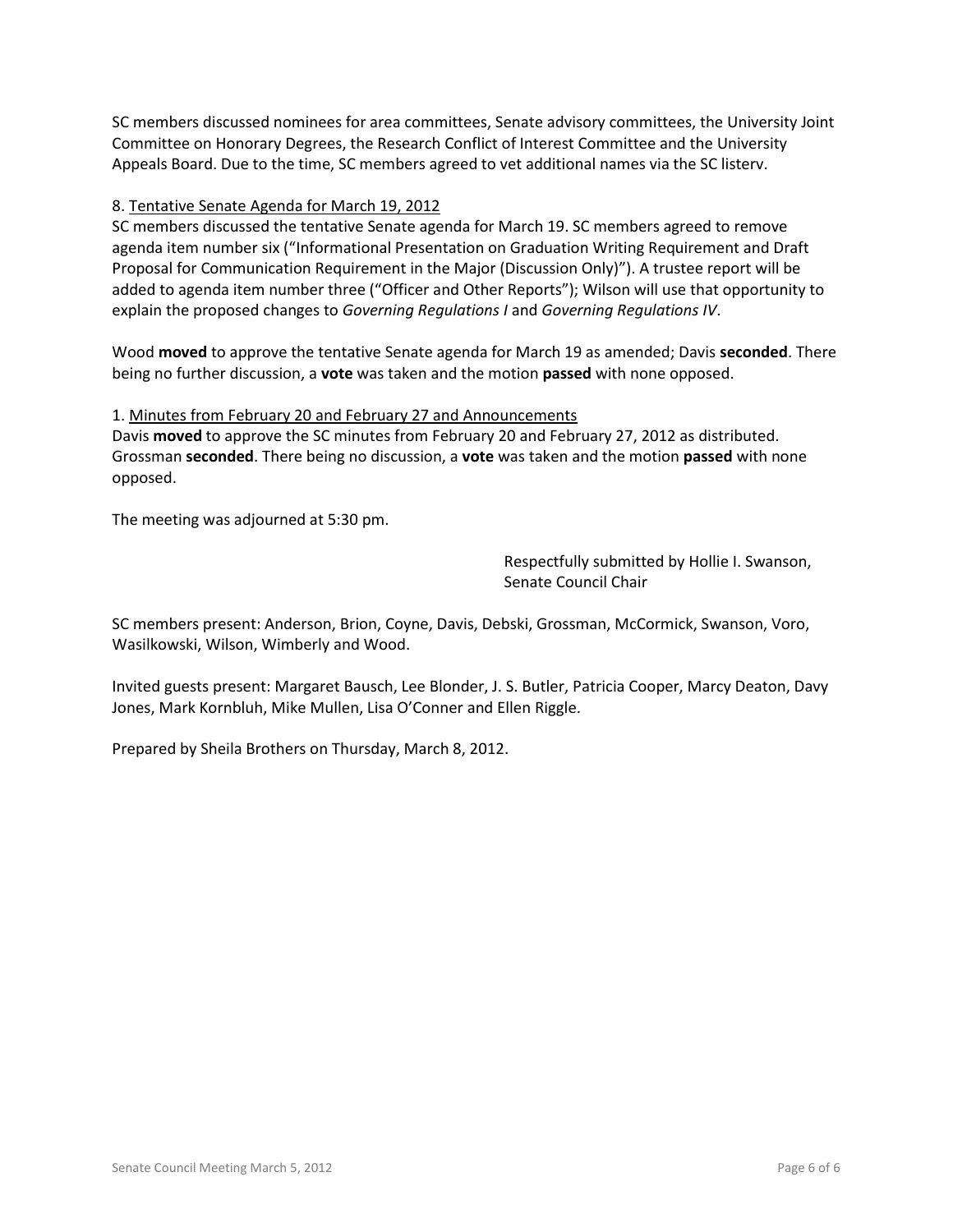SC members discussed nominees for area committees, Senate advisory committees, the University Joint Committee on Honorary Degrees, the Research Conflict of Interest Committee and the University Appeals Board. Due to the time, SC members agreed to vet additional names via the SC listerv.

8. Tentative Senate Agenda for March 19, 2012

SC members discussed the tentative Senate agenda for March 19. SC members agreed to remove agenda item number six ("Informational Presentation on Graduation Writing Requirement and Draft Proposal for Communication Requirement in the Major (Discussion Only)"). A trustee report will be added to agenda item number three ("Officer and Other Reports"); Wilson will use that opportunity to explain the proposed changes to *Governing Regulations I* and *Governing Regulations IV*.

Wood **moved** to approve the tentative Senate agenda for March 19 as amended; Davis **seconded**. There being no further discussion, a **vote** was taken and the motion **passed** with none opposed.

1. Minutes from February 20 and February 27 and Announcements

Davis **moved** to approve the SC minutes from February 20 and February 27, 2012 as distributed. Grossman **seconded**. There being no discussion, a **vote** was taken and the motion **passed** with none opposed.

The meeting was adjourned at 5:30 pm.

Respectfully submitted by Hollie I. Swanson,
Senate Council Chair

SC members present: Anderson, Brion, Coyne, Davis, Debski, Grossman, McCormick, Swanson, Voro, Wasilkowski, Wilson, Wimberly and Wood.

Invited guests present: Margaret Bausch, Lee Blonder, J. S. Butler, Patricia Cooper, Marcy Deaton, Davy Jones, Mark Kornbluh, Mike Mullen, Lisa O'Conner and Ellen Riggle.

Prepared by Sheila Brothers on Thursday, March 8, 2012.